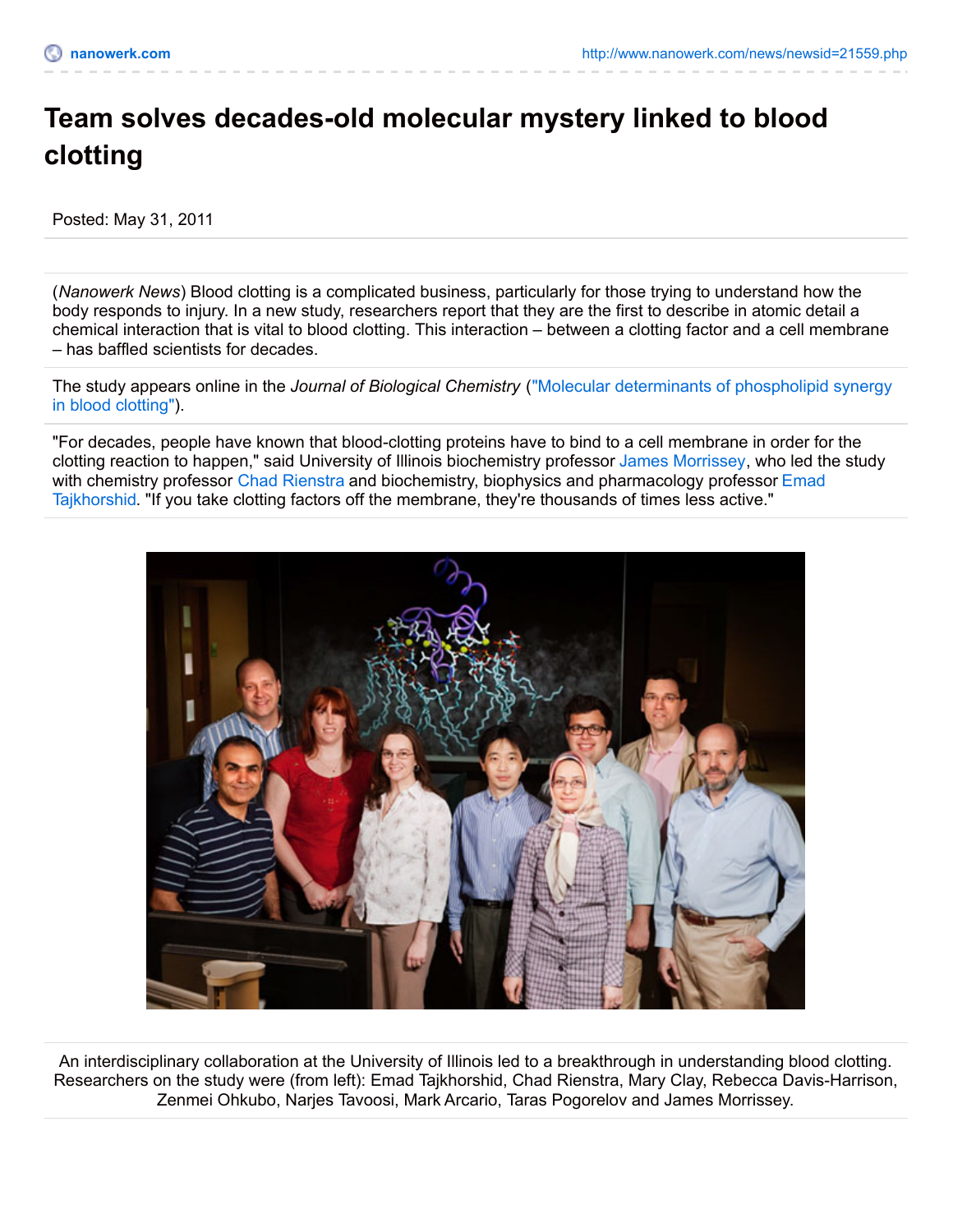# Team solves decades-old molecular mystery linked to blood clotting

Posted: May 31, 2011

(*Nanowerk News*) Blood clotting is a complicated business, particularly for those trying to understand how the body responds to injury. In a new study, researchers report that they are the first to describe in atomic detail a chemical interaction that is vital to blood clotting. This interaction – between a clotting factor and a cell membrane – has baffled scientists for decades.

The study appears online in the *Journal of Biological Chemistry* ("Molecular determinants of phospholipid synergy in blood clotting").

"For decades, people have known that blood-clotting proteins have to bind to a cell membrane in order for the clotting reaction to happen," said University of Illinois biochemistry professor James Morrissey, who led the study with chemistry professor Chad Rienstra and biochemistry, biophysics and pharmacology professor Emad Tajkhorshid. "If you take clotting factors off the membrane, they're thousands of times less active."

An interdisciplinary collaboration at the University of Illinois led to a breakthrough in understanding blood clotting. Researchers on the study were (from left): Emad Tajkhorshid, Chad Rienstra, Mary Clay, Rebecca Davis-Harrison, Zenmei Ohkubo, Narjes Tavoosi, Mark Arcario, Taras Pogorelov and James Morrissey.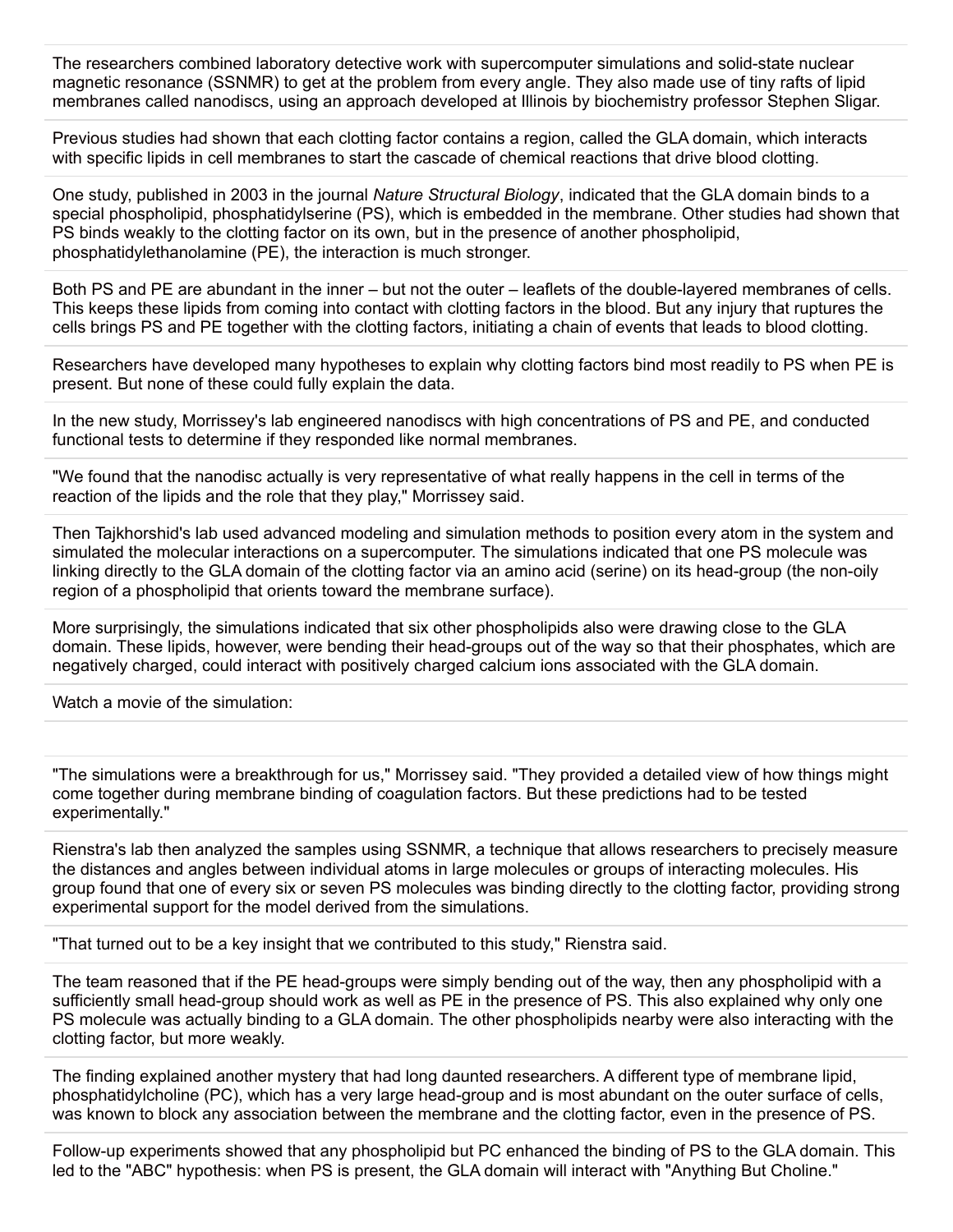The researchers combined laboratory detective work with supercomputer simulations and solid-state nuclear magnetic resonance (SSNMR) to get at the problem from every angle. They also made use of tiny rafts of lipid membranes called nanodiscs, using an approach developed at Illinois by biochemistry professor Stephen Sligar.

Previous studies had shown that each clotting factor contains a region, called the GLA domain, which interacts with specific lipids in cell membranes to start the cascade of chemical reactions that drive blood clotting.

One study, published in 2003 in the journal *Nature Structural Biology*, indicated that the GLA domain binds to a special phospholipid, phosphatidylserine (PS), which is embedded in the membrane. Other studies had shown that PS binds weakly to the clotting factor on its own, but in the presence of another phospholipid, phosphatidylethanolamine (PE), the interaction is much stronger.

Both PS and PE are abundant in the inner – but not the outer – leaflets of the double-layered membranes of cells. This keeps these lipids from coming into contact with clotting factors in the blood. But any injury that ruptures the cells brings PS and PE together with the clotting factors, initiating a chain of events that leads to blood clotting.

Researchers have developed many hypotheses to explain why clotting factors bind most readily to PS when PE is present. But none of these could fully explain the data.

In the new study, Morrissey's lab engineered nanodiscs with high concentrations of PS and PE, and conducted functional tests to determine if they responded like normal membranes.

"We found that the nanodisc actually is very representative of what really happens in the cell in terms of the reaction of the lipids and the role that they play," Morrissey said.

Then Tajkhorshid's lab used advanced modeling and simulation methods to position every atom in the system and simulated the molecular interactions on a supercomputer. The simulations indicated that one PS molecule was linking directly to the GLA domain of the clotting factor via an amino acid (serine) on its head-group (the non-oily region of a phospholipid that orients toward the membrane surface).

More surprisingly, the simulations indicated that six other phospholipids also were drawing close to the GLA domain. These lipids, however, were bending their head-groups out of the way so that their phosphates, which are negatively charged, could interact with positively charged calcium ions associated with the GLA domain.

Watch a movie of the simulation:

"The simulations were a breakthrough for us," Morrissey said. "They provided a detailed view of how things might come together during membrane binding of coagulation factors. But these predictions had to be tested experimentally."

Rienstra's lab then analyzed the samples using SSNMR, a technique that allows researchers to precisely measure the distances and angles between individual atoms in large molecules or groups of interacting molecules. His group found that one of every six or seven PS molecules was binding directly to the clotting factor, providing strong experimental support for the model derived from the simulations.

"That turned out to be a key insight that we contributed to this study," Rienstra said.

The team reasoned that if the PE head-groups were simply bending out of the way, then any phospholipid with a sufficiently small head-group should work as well as PE in the presence of PS. This also explained why only one PS molecule was actually binding to a GLA domain. The other phospholipids nearby were also interacting with the clotting factor, but more weakly.

The finding explained another mystery that had long daunted researchers. A different type of membrane lipid, phosphatidylcholine (PC), which has a very large head-group and is most abundant on the outer surface of cells, was known to block any association between the membrane and the clotting factor, even in the presence of PS.

Follow-up experiments showed that any phospholipid but PC enhanced the binding of PS to the GLA domain. This led to the "ABC" hypothesis: when PS is present, the GLA domain will interact with "Anything But Choline."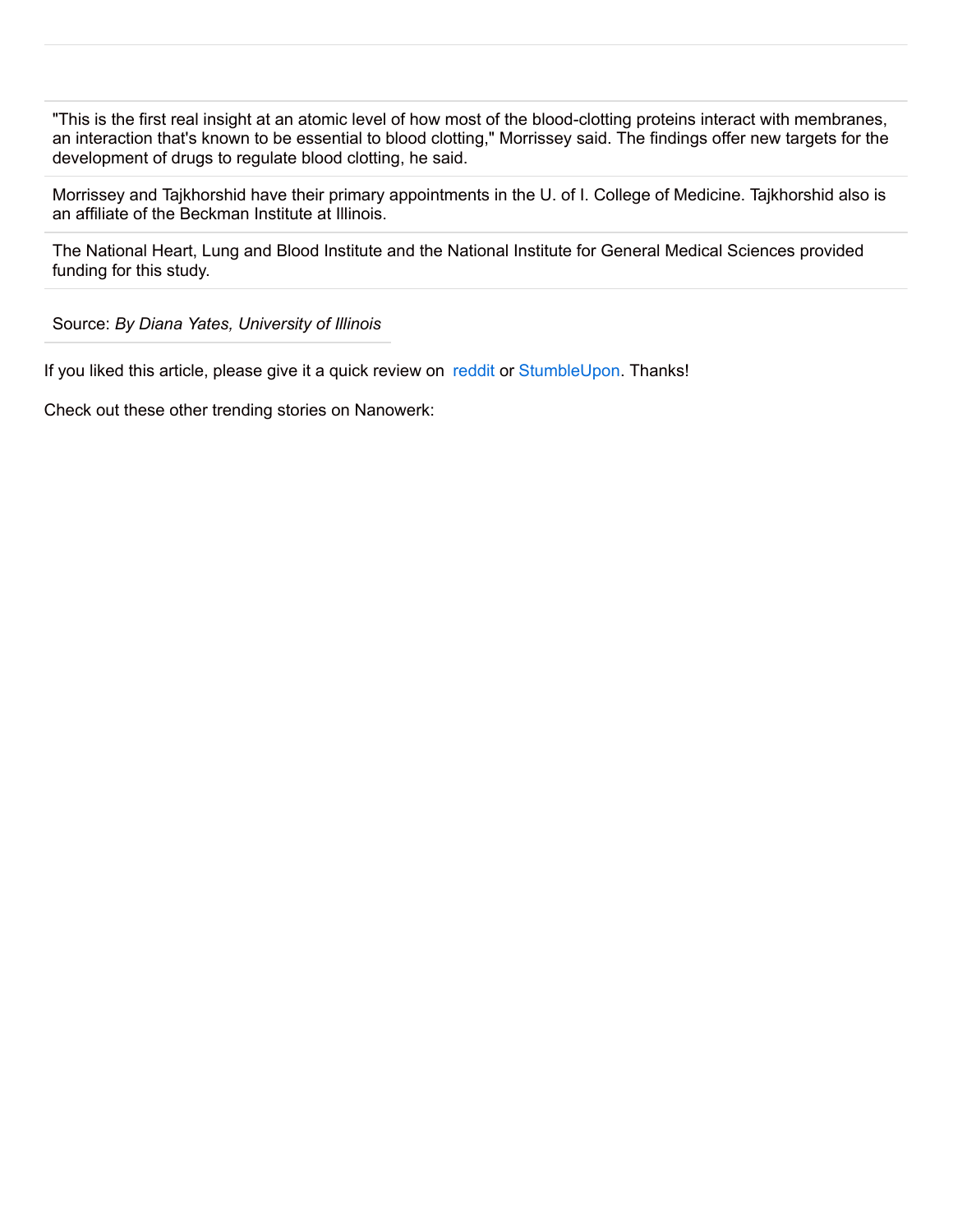"This is the first real insight at an atomic level of how most of the blood-clotting proteins interact with membranes, an interaction that's known to be essential to blood clotting," Morrissey said. The findings offer new targets for the development of drugs to regulate blood clotting, he said.

Morrissey and Tajkhorshid have their primary appointments in the U. of I. College of Medicine. Tajkhorshid also is an affiliate of the Beckman Institute at Illinois.

The National Heart, Lung and Blood Institute and the National Institute for General Medical Sciences provided funding for this study.

Source: *By Diana Yates, University of Illinois*

If you liked this article, please give it a quick review on reddit or StumbleUpon. Thanks!

Check out these other trending stories on Nanowerk: